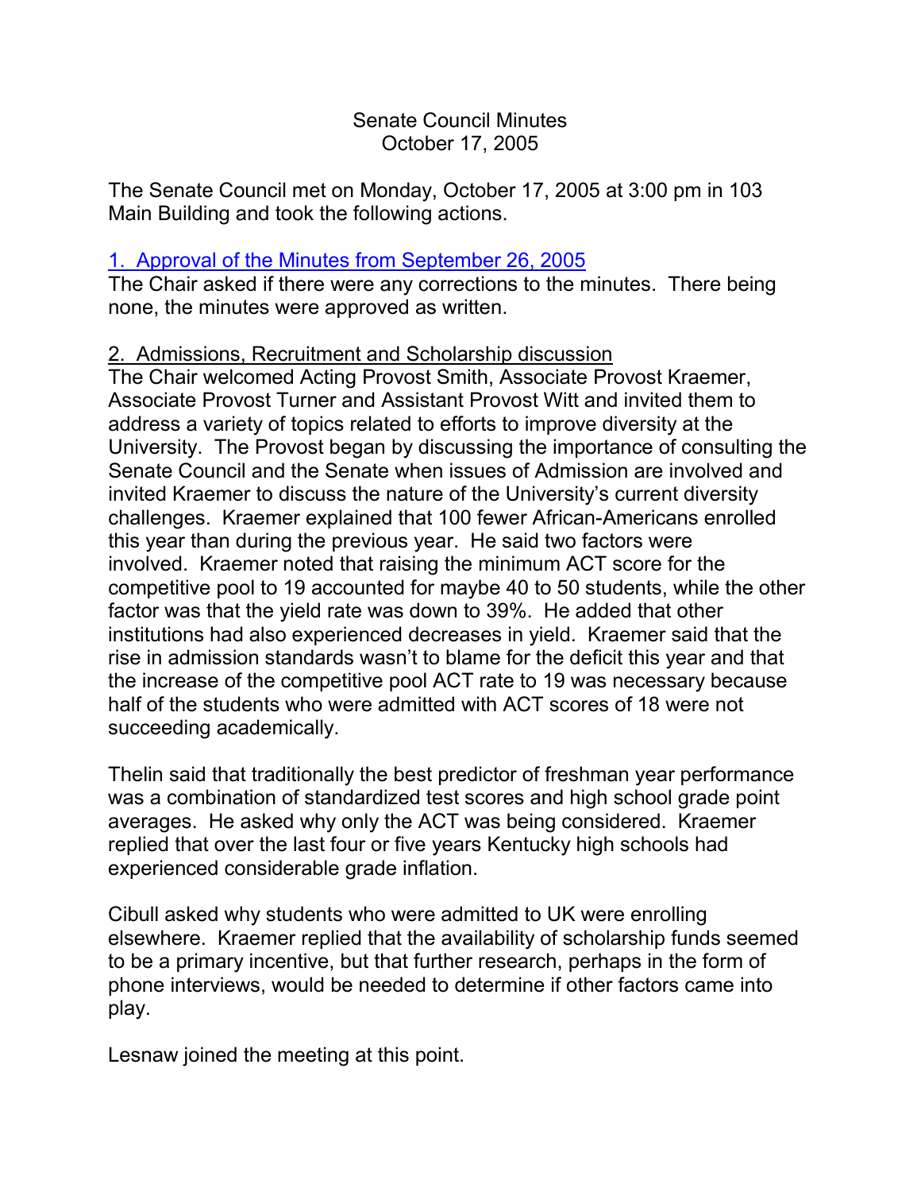Senate Council Minutes
October 17, 2005

The Senate Council met on Monday, October 17, 2005 at 3:00 pm in 103 Main Building and took the following actions.

1. Approval of the Minutes from September 26, 2005

The Chair asked if there were any corrections to the minutes. There being none, the minutes were approved as written.

2. Admissions, Recruitment and Scholarship discussion

The Chair welcomed Acting Provost Smith, Associate Provost Kraemer, Associate Provost Turner and Assistant Provost Witt and invited them to address a variety of topics related to efforts to improve diversity at the University. The Provost began by discussing the importance of consulting the Senate Council and the Senate when issues of Admission are involved and invited Kraemer to discuss the nature of the University's current diversity challenges. Kraemer explained that 100 fewer African-Americans enrolled this year than during the previous year. He said two factors were involved. Kraemer noted that raising the minimum ACT score for the competitive pool to 19 accounted for maybe 40 to 50 students, while the other factor was that the yield rate was down to 39%. He added that other institutions had also experienced decreases in yield. Kraemer said that the rise in admission standards wasn't to blame for the deficit this year and that the increase of the competitive pool ACT rate to 19 was necessary because half of the students who were admitted with ACT scores of 18 were not succeeding academically.

Thelin said that traditionally the best predictor of freshman year performance was a combination of standardized test scores and high school grade point averages. He asked why only the ACT was being considered. Kraemer replied that over the last four or five years Kentucky high schools had experienced considerable grade inflation.

Cibull asked why students who were admitted to UK were enrolling elsewhere. Kraemer replied that the availability of scholarship funds seemed to be a primary incentive, but that further research, perhaps in the form of phone interviews, would be needed to determine if other factors came into play.

Lesnaw joined the meeting at this point.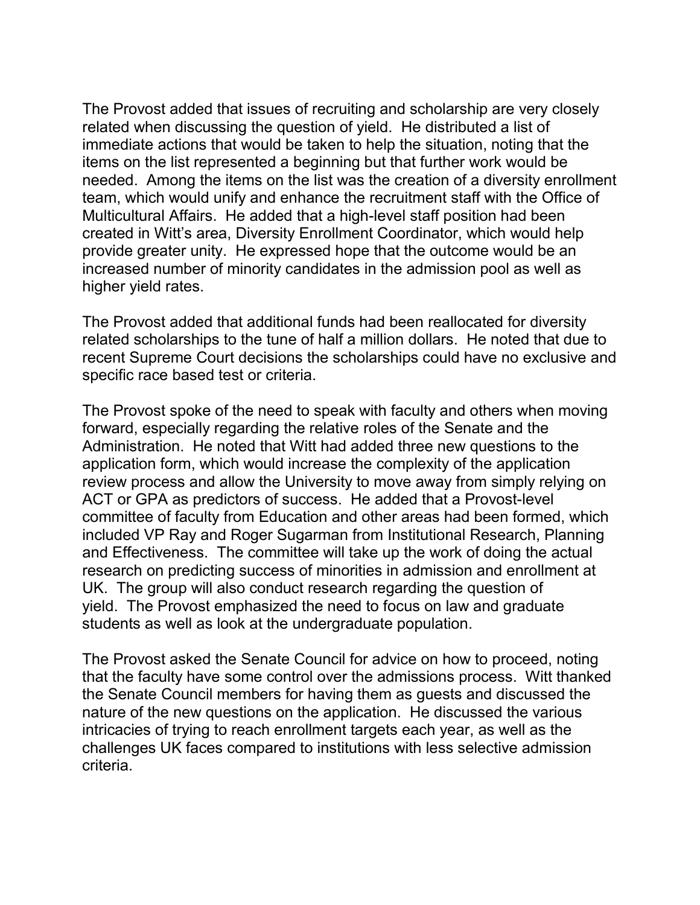The Provost added that issues of recruiting and scholarship are very closely related when discussing the question of yield. He distributed a list of immediate actions that would be taken to help the situation, noting that the items on the list represented a beginning but that further work would be needed. Among the items on the list was the creation of a diversity enrollment team, which would unify and enhance the recruitment staff with the Office of Multicultural Affairs. He added that a high-level staff position had been created in Witt's area, Diversity Enrollment Coordinator, which would help provide greater unity. He expressed hope that the outcome would be an increased number of minority candidates in the admission pool as well as higher yield rates.

The Provost added that additional funds had been reallocated for diversity related scholarships to the tune of half a million dollars. He noted that due to recent Supreme Court decisions the scholarships could have no exclusive and specific race based test or criteria.

The Provost spoke of the need to speak with faculty and others when moving forward, especially regarding the relative roles of the Senate and the Administration. He noted that Witt had added three new questions to the application form, which would increase the complexity of the application review process and allow the University to move away from simply relying on ACT or GPA as predictors of success. He added that a Provost-level committee of faculty from Education and other areas had been formed, which included VP Ray and Roger Sugarman from Institutional Research, Planning and Effectiveness. The committee will take up the work of doing the actual research on predicting success of minorities in admission and enrollment at UK. The group will also conduct research regarding the question of yield. The Provost emphasized the need to focus on law and graduate students as well as look at the undergraduate population.

The Provost asked the Senate Council for advice on how to proceed, noting that the faculty have some control over the admissions process. Witt thanked the Senate Council members for having them as guests and discussed the nature of the new questions on the application. He discussed the various intricacies of trying to reach enrollment targets each year, as well as the challenges UK faces compared to institutions with less selective admission criteria.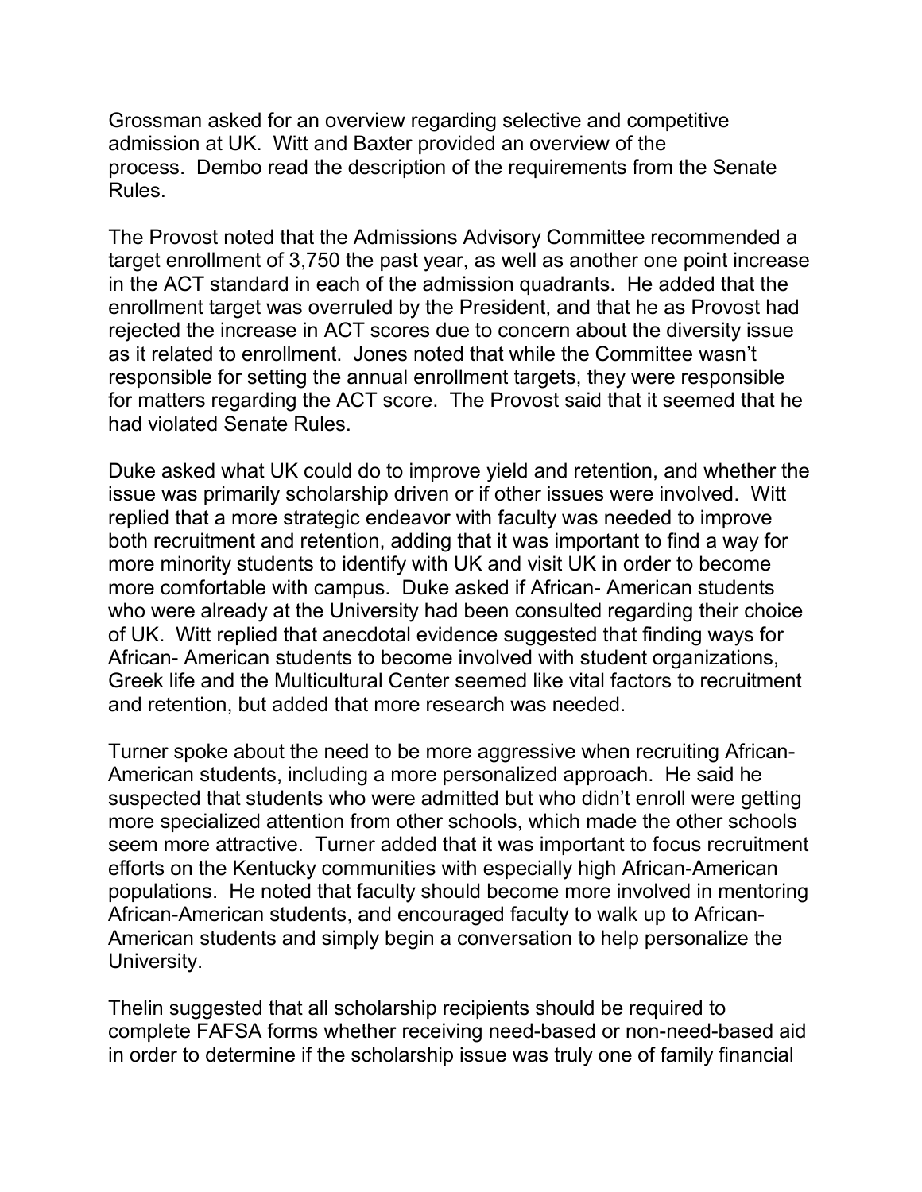Grossman asked for an overview regarding selective and competitive admission at UK. Witt and Baxter provided an overview of the process. Dembo read the description of the requirements from the Senate Rules.

The Provost noted that the Admissions Advisory Committee recommended a target enrollment of 3,750 the past year, as well as another one point increase in the ACT standard in each of the admission quadrants. He added that the enrollment target was overruled by the President, and that he as Provost had rejected the increase in ACT scores due to concern about the diversity issue as it related to enrollment. Jones noted that while the Committee wasn't responsible for setting the annual enrollment targets, they were responsible for matters regarding the ACT score. The Provost said that it seemed that he had violated Senate Rules.

Duke asked what UK could do to improve yield and retention, and whether the issue was primarily scholarship driven or if other issues were involved. Witt replied that a more strategic endeavor with faculty was needed to improve both recruitment and retention, adding that it was important to find a way for more minority students to identify with UK and visit UK in order to become more comfortable with campus. Duke asked if African- American students who were already at the University had been consulted regarding their choice of UK. Witt replied that anecdotal evidence suggested that finding ways for African- American students to become involved with student organizations, Greek life and the Multicultural Center seemed like vital factors to recruitment and retention, but added that more research was needed.

Turner spoke about the need to be more aggressive when recruiting African-American students, including a more personalized approach. He said he suspected that students who were admitted but who didn't enroll were getting more specialized attention from other schools, which made the other schools seem more attractive. Turner added that it was important to focus recruitment efforts on the Kentucky communities with especially high African-American populations. He noted that faculty should become more involved in mentoring African-American students, and encouraged faculty to walk up to African-American students and simply begin a conversation to help personalize the University.

Thelin suggested that all scholarship recipients should be required to complete FAFSA forms whether receiving need-based or non-need-based aid in order to determine if the scholarship issue was truly one of family financial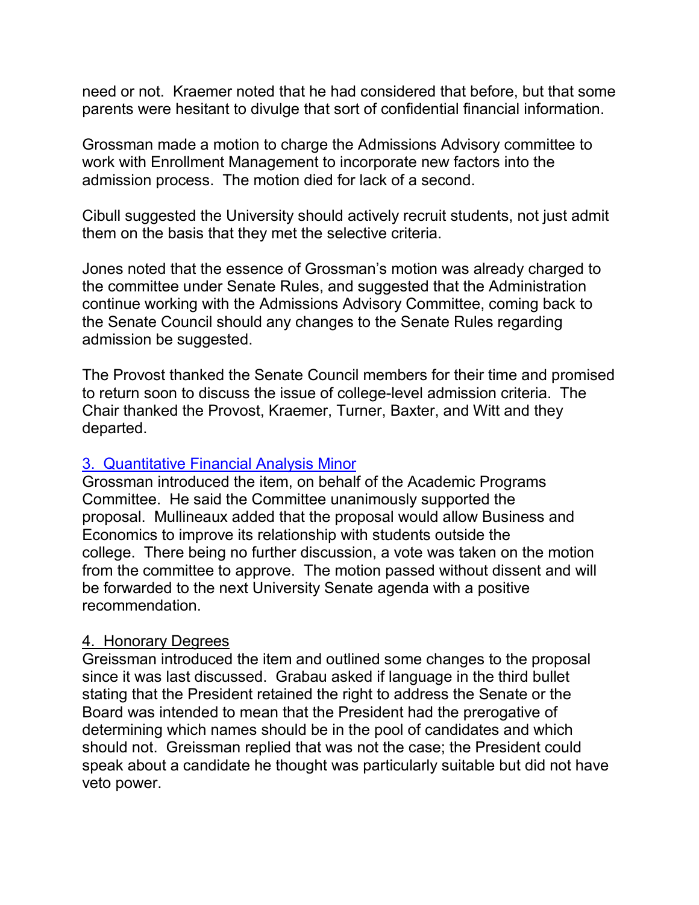need or not. Kraemer noted that he had considered that before, but that some parents were hesitant to divulge that sort of confidential financial information.

Grossman made a motion to charge the Admissions Advisory committee to work with Enrollment Management to incorporate new factors into the admission process. The motion died for lack of a second.

Cibull suggested the University should actively recruit students, not just admit them on the basis that they met the selective criteria.

Jones noted that the essence of Grossman's motion was already charged to the committee under Senate Rules, and suggested that the Administration continue working with the Admissions Advisory Committee, coming back to the Senate Council should any changes to the Senate Rules regarding admission be suggested.

The Provost thanked the Senate Council members for their time and promised to return soon to discuss the issue of college-level admission criteria. The Chair thanked the Provost, Kraemer, Turner, Baxter, and Witt and they departed.

3. Quantitative Financial Analysis Minor

Grossman introduced the item, on behalf of the Academic Programs Committee. He said the Committee unanimously supported the proposal. Mullineaux added that the proposal would allow Business and Economics to improve its relationship with students outside the college. There being no further discussion, a vote was taken on the motion from the committee to approve. The motion passed without dissent and will be forwarded to the next University Senate agenda with a positive recommendation.

4. Honorary Degrees

Greissman introduced the item and outlined some changes to the proposal since it was last discussed. Grabau asked if language in the third bullet stating that the President retained the right to address the Senate or the Board was intended to mean that the President had the prerogative of determining which names should be in the pool of candidates and which should not. Greissman replied that was not the case; the President could speak about a candidate he thought was particularly suitable but did not have veto power.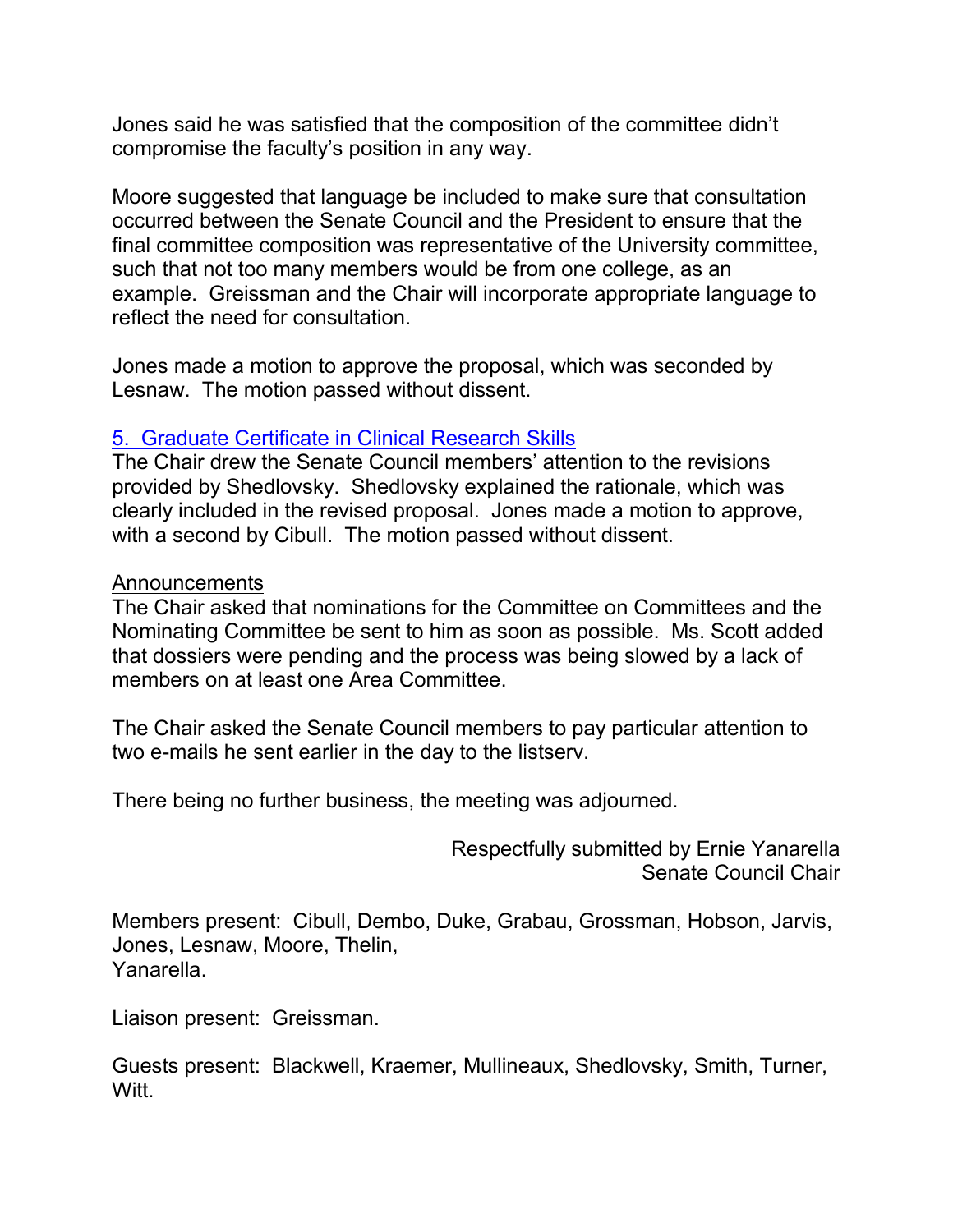Jones said he was satisfied that the composition of the committee didn't compromise the faculty's position in any way.

Moore suggested that language be included to make sure that consultation occurred between the Senate Council and the President to ensure that the final committee composition was representative of the University committee, such that not too many members would be from one college, as an example. Greissman and the Chair will incorporate appropriate language to reflect the need for consultation.

Jones made a motion to approve the proposal, which was seconded by Lesnaw. The motion passed without dissent.

5. Graduate Certificate in Clinical Research Skills

The Chair drew the Senate Council members' attention to the revisions provided by Shedlovsky. Shedlovsky explained the rationale, which was clearly included in the revised proposal. Jones made a motion to approve, with a second by Cibull. The motion passed without dissent.

Announcements

The Chair asked that nominations for the Committee on Committees and the Nominating Committee be sent to him as soon as possible. Ms. Scott added that dossiers were pending and the process was being slowed by a lack of members on at least one Area Committee.

The Chair asked the Senate Council members to pay particular attention to two e-mails he sent earlier in the day to the listserv.

There being no further business, the meeting was adjourned.

Respectfully submitted by Ernie Yanarella
Senate Council Chair

Members present: Cibull, Dembo, Duke, Grabau, Grossman, Hobson, Jarvis, Jones, Lesnaw, Moore, Thelin,
Yanarella.

Liaison present: Greissman.

Guests present: Blackwell, Kraemer, Mullineaux, Shedlovsky, Smith, Turner, Witt.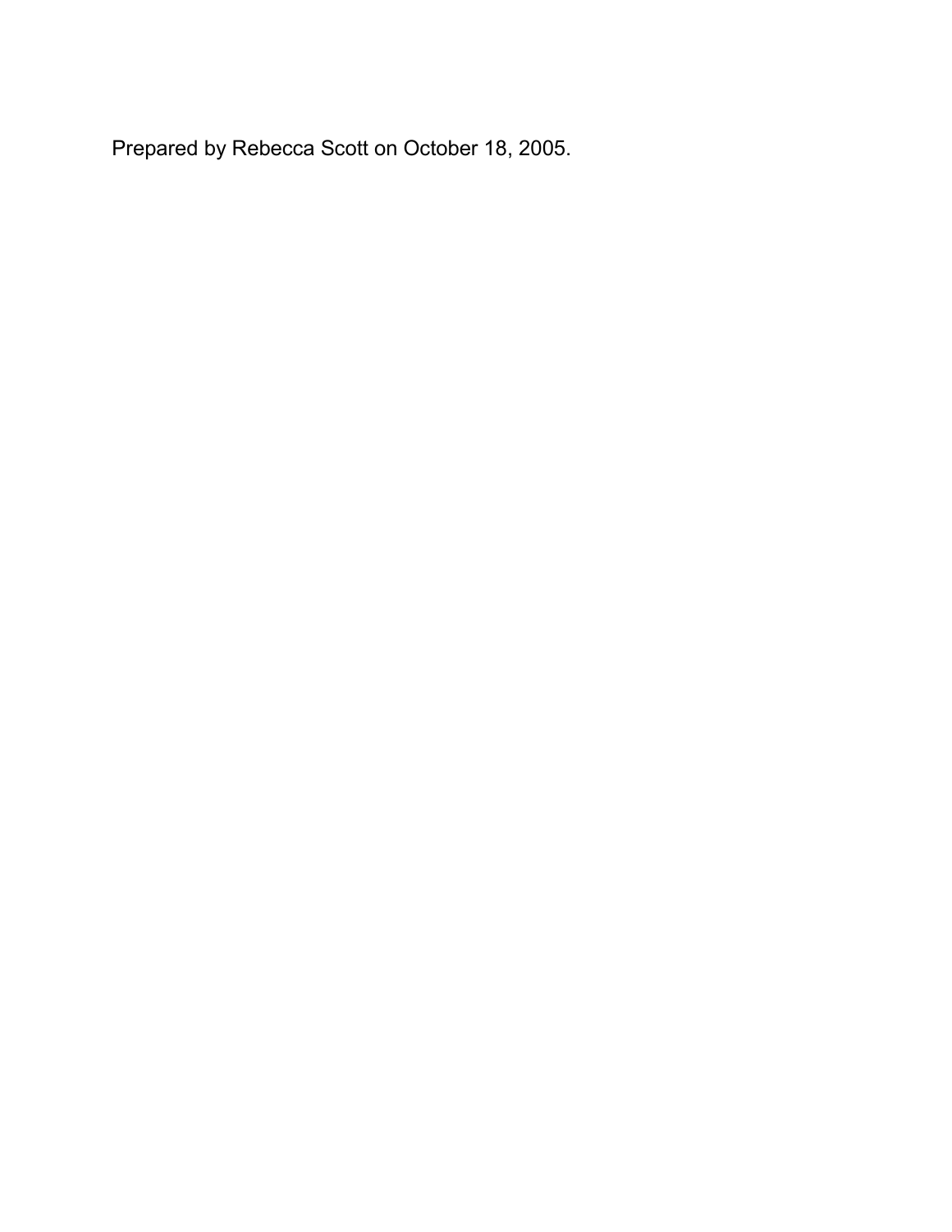Prepared by Rebecca Scott on October 18, 2005.